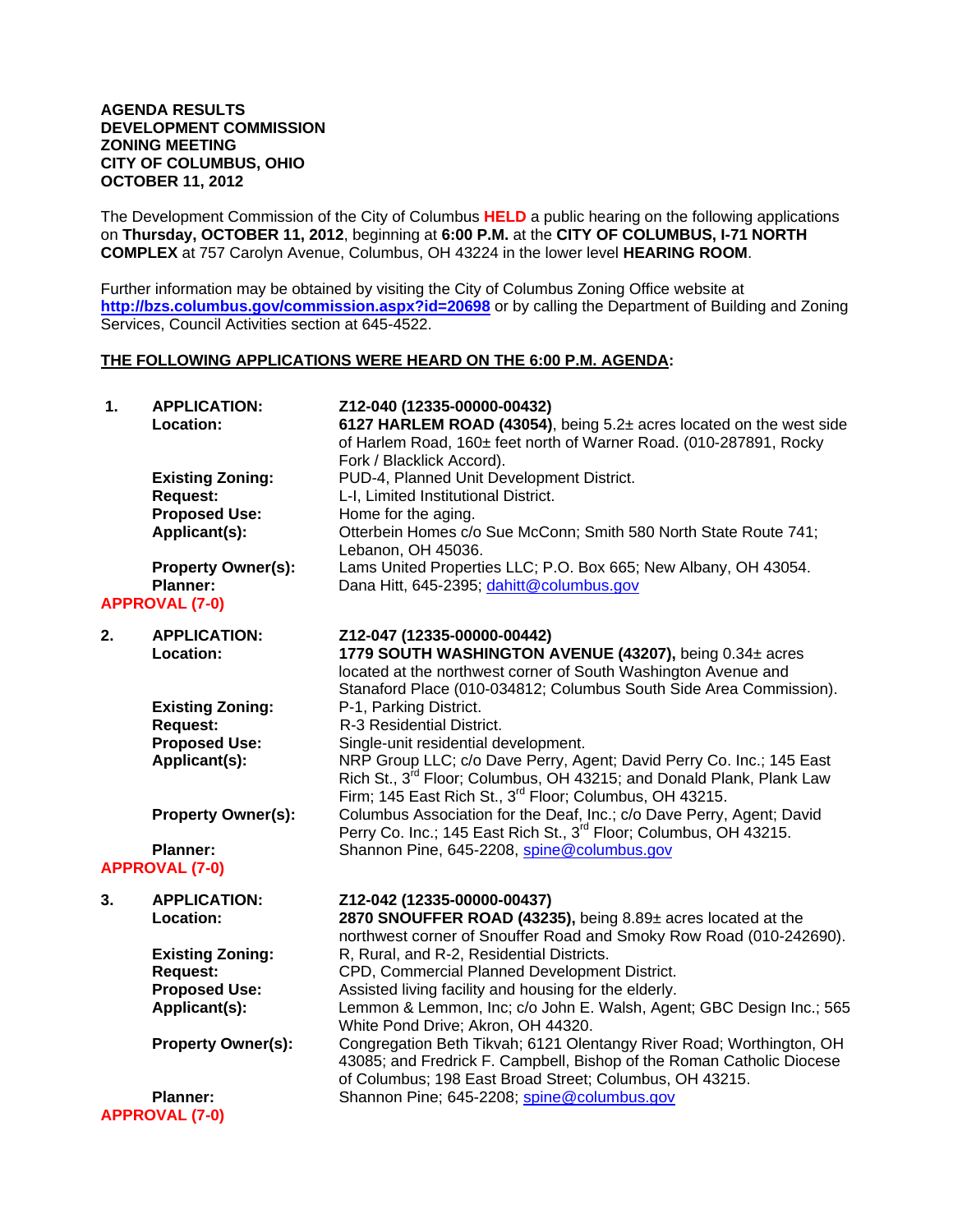**AGENDA RESULTS**
**DEVELOPMENT COMMISSION**
**ZONING MEETING**
**CITY OF COLUMBUS, OHIO**
**OCTOBER 11, 2012**

The Development Commission of the City of Columbus **HELD** a public hearing on the following applications on **Thursday, OCTOBER 11, 2012**, beginning at **6:00 P.M.** at the **CITY OF COLUMBUS, I-71 NORTH COMPLEX** at 757 Carolyn Avenue, Columbus, OH 43224 in the lower level **HEARING ROOM**.

Further information may be obtained by visiting the City of Columbus Zoning Office website at **http://bzs.columbus.gov/commission.aspx?id=20698** or by calling the Department of Building and Zoning Services, Council Activities section at 645-4522.

**THE FOLLOWING APPLICATIONS WERE HEARD ON THE 6:00 P.M. AGENDA:**

**1. APPLICATION:** Z12-040 (12335-00000-00432)

**Location:** **6127 HARLEM ROAD (43054)**, being 5.2± acres located on the west side of Harlem Road, 160± feet north of Warner Road. (010-287891, Rocky Fork / Blacklick Accord).

**Existing Zoning:** PUD-4, Planned Unit Development District.

**Request:** L-I, Limited Institutional District.

**Proposed Use:** Home for the aging.

**Applicant(s):** Otterbein Homes c/o Sue McConn; Smith 580 North State Route 741; Lebanon, OH 45036.

**Property Owner(s):** Lams United Properties LLC; P.O. Box 665; New Albany, OH 43054.

**Planner:** Dana Hitt, 645-2395; dahitt@columbus.gov

**APPROVAL (7-0)**

**2. APPLICATION:** Z12-047 (12335-00000-00442)

**Location:** **1779 SOUTH WASHINGTON AVENUE (43207),** being 0.34± acres located at the northwest corner of South Washington Avenue and Stanaford Place (010-034812; Columbus South Side Area Commission).

**Existing Zoning:** P-1, Parking District.

**Request:** R-3 Residential District.

**Proposed Use:** Single-unit residential development.

**Applicant(s):** NRP Group LLC; c/o Dave Perry, Agent; David Perry Co. Inc.; 145 East Rich St., 3rd Floor; Columbus, OH 43215; and Donald Plank, Plank Law Firm; 145 East Rich St., 3rd Floor; Columbus, OH 43215.

**Property Owner(s):** Columbus Association for the Deaf, Inc.; c/o Dave Perry, Agent; David Perry Co. Inc.; 145 East Rich St., 3rd Floor; Columbus, OH 43215.

**Planner:** Shannon Pine, 645-2208, spine@columbus.gov

**APPROVAL (7-0)**

**3. APPLICATION:** Z12-042 (12335-00000-00437)

**Location:** **2870 SNOUFFER ROAD (43235),** being 8.89± acres located at the northwest corner of Snouffer Road and Smoky Row Road (010-242690).

**Existing Zoning:** R, Rural, and R-2, Residential Districts.

**Request:** CPD, Commercial Planned Development District.

**Proposed Use:** Assisted living facility and housing for the elderly.

**Applicant(s):** Lemmon & Lemmon, Inc; c/o John E. Walsh, Agent; GBC Design Inc.; 565 White Pond Drive; Akron, OH 44320.

**Property Owner(s):** Congregation Beth Tikvah; 6121 Olentangy River Road; Worthington, OH 43085; and Fredrick F. Campbell, Bishop of the Roman Catholic Diocese of Columbus; 198 East Broad Street; Columbus, OH 43215.

**Planner:** Shannon Pine; 645-2208; spine@columbus.gov

**APPROVAL (7-0)**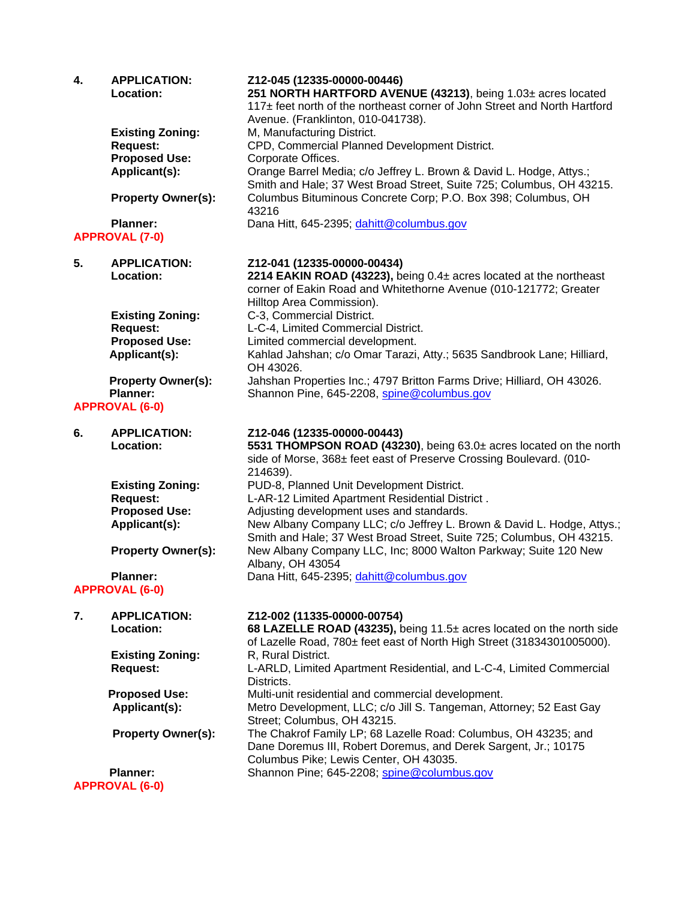**4. APPLICATION:** **Z12-045 (12335-00000-00446)**

**Location:** **251 NORTH HARTFORD AVENUE (43213)**, being 1.03± acres located 117± feet north of the northeast corner of John Street and North Hartford Avenue. (Franklinton, 010-041738).

**Existing Zoning:** M, Manufacturing District.

**Request:** CPD, Commercial Planned Development District.

**Proposed Use:** Corporate Offices.

**Applicant(s):** Orange Barrel Media; c/o Jeffrey L. Brown & David L. Hodge, Attys.; Smith and Hale; 37 West Broad Street, Suite 725; Columbus, OH 43215.

**Property Owner(s):** Columbus Bituminous Concrete Corp; P.O. Box 398; Columbus, OH 43216

**Planner:** Dana Hitt, 645-2395; dahitt@columbus.gov

**APPROVAL (7-0)**

**5. APPLICATION:** **Z12-041 (12335-00000-00434)**

**Location:** **2214 EAKIN ROAD (43223),** being 0.4± acres located at the northeast corner of Eakin Road and Whitethorne Avenue (010-121772; Greater Hilltop Area Commission).

**Existing Zoning:** C-3, Commercial District.

**Request:** L-C-4, Limited Commercial District.

**Proposed Use:** Limited commercial development.

**Applicant(s):** Kahlad Jahshan; c/o Omar Tarazi, Atty.; 5635 Sandbrook Lane; Hilliard, OH 43026.

**Property Owner(s):** Jahshan Properties Inc.; 4797 Britton Farms Drive; Hilliard, OH 43026.

**Planner:** Shannon Pine, 645-2208, spine@columbus.gov

**APPROVAL (6-0)**

**6. APPLICATION:** **Z12-046 (12335-00000-00443)**

**Location:** **5531 THOMPSON ROAD (43230)**, being 63.0± acres located on the north side of Morse, 368± feet east of Preserve Crossing Boulevard. (010-214639).

**Existing Zoning:** PUD-8, Planned Unit Development District.

**Request:** L-AR-12 Limited Apartment Residential District .

**Proposed Use:** Adjusting development uses and standards.

**Applicant(s):** New Albany Company LLC; c/o Jeffrey L. Brown & David L. Hodge, Attys.; Smith and Hale; 37 West Broad Street, Suite 725; Columbus, OH 43215.

**Property Owner(s):** New Albany Company LLC, Inc; 8000 Walton Parkway; Suite 120 New Albany, OH 43054

**Planner:** Dana Hitt, 645-2395; dahitt@columbus.gov

**APPROVAL (6-0)**

**7. APPLICATION:** **Z12-002 (11335-00000-00754)**

**Location:** **68 LAZELLE ROAD (43235),** being 11.5± acres located on the north side of Lazelle Road, 780± feet east of North High Street (31834301005000).

**Existing Zoning:** R, Rural District.

**Request:** L-ARLD, Limited Apartment Residential, and L-C-4, Limited Commercial Districts.

**Proposed Use:** Multi-unit residential and commercial development.

**Applicant(s):** Metro Development, LLC; c/o Jill S. Tangeman, Attorney; 52 East Gay Street; Columbus, OH 43215.

**Property Owner(s):** The Chakrof Family LP; 68 Lazelle Road: Columbus, OH 43235; and Dane Doremus III, Robert Doremus, and Derek Sargent, Jr.; 10175 Columbus Pike; Lewis Center, OH 43035.

**Planner:** Shannon Pine; 645-2208; spine@columbus.gov

**APPROVAL (6-0)**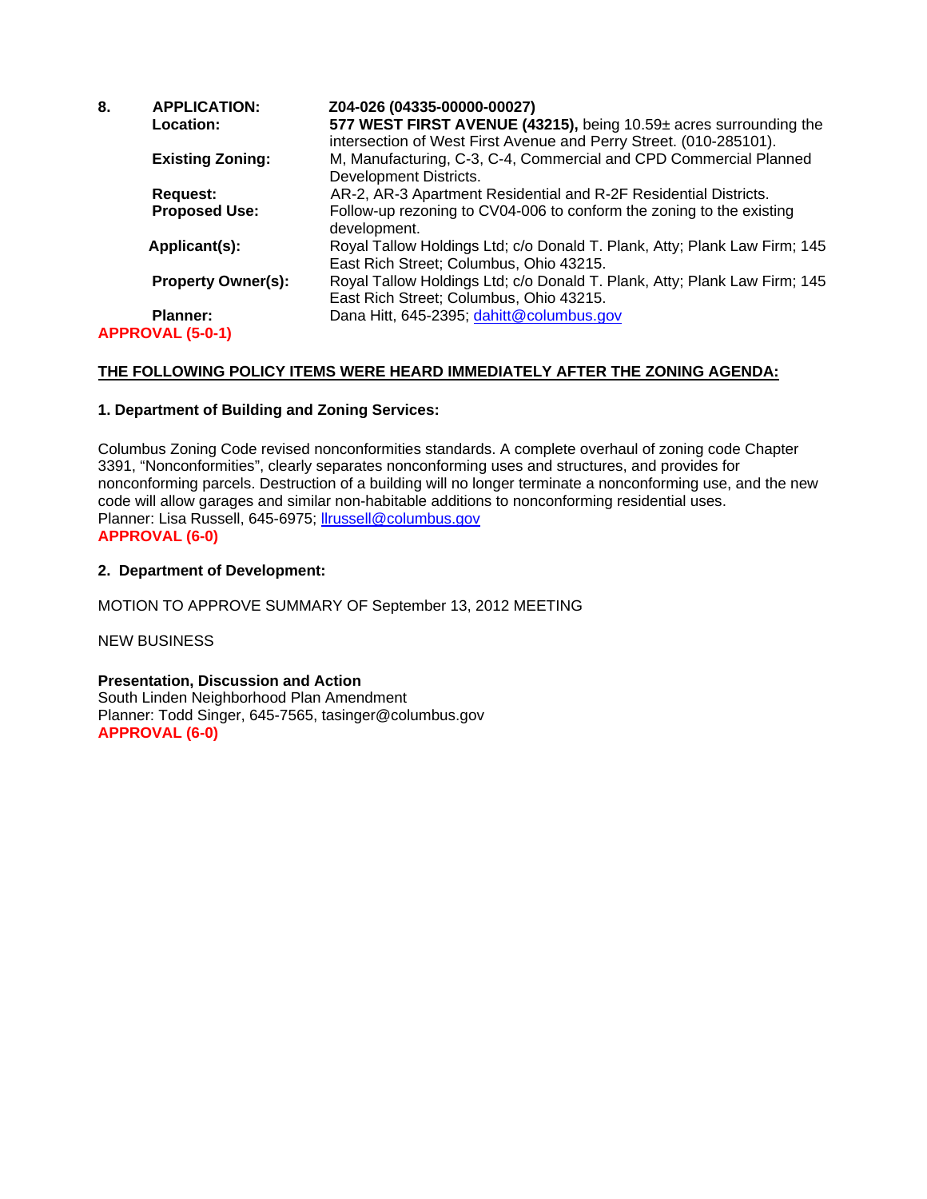**8.** **APPLICATION:** **Z04-026 (04335-00000-00027)**

**Location:** **577 WEST FIRST AVENUE (43215),** being 10.59± acres surrounding the intersection of West First Avenue and Perry Street. (010-285101).

**Existing Zoning:** M, Manufacturing, C-3, C-4, Commercial and CPD Commercial Planned Development Districts.

**Request:** AR-2, AR-3 Apartment Residential and R-2F Residential Districts.

**Proposed Use:** Follow-up rezoning to CV04-006 to conform the zoning to the existing development.

**Applicant(s):** Royal Tallow Holdings Ltd; c/o Donald T. Plank, Atty; Plank Law Firm; 145 East Rich Street; Columbus, Ohio 43215.

**Property Owner(s):** Royal Tallow Holdings Ltd; c/o Donald T. Plank, Atty; Plank Law Firm; 145 East Rich Street; Columbus, Ohio 43215.

**Planner:** Dana Hitt, 645-2395; dahitt@columbus.gov

**APPROVAL (5-0-1)**

**THE FOLLOWING POLICY ITEMS WERE HEARD IMMEDIATELY AFTER THE ZONING AGENDA:**

**1. Department of Building and Zoning Services:**

Columbus Zoning Code revised nonconformities standards. A complete overhaul of zoning code Chapter 3391, "Nonconformities", clearly separates nonconforming uses and structures, and provides for nonconforming parcels. Destruction of a building will no longer terminate a nonconforming use, and the new code will allow garages and similar non-habitable additions to nonconforming residential uses.
Planner: Lisa Russell, 645-6975; llrussell@columbus.gov
**APPROVAL (6-0)**

**2. Department of Development:**

MOTION TO APPROVE SUMMARY OF September 13, 2012 MEETING

NEW BUSINESS

**Presentation, Discussion and Action**
South Linden Neighborhood Plan Amendment
Planner: Todd Singer, 645-7565, tasinger@columbus.gov
**APPROVAL (6-0)**